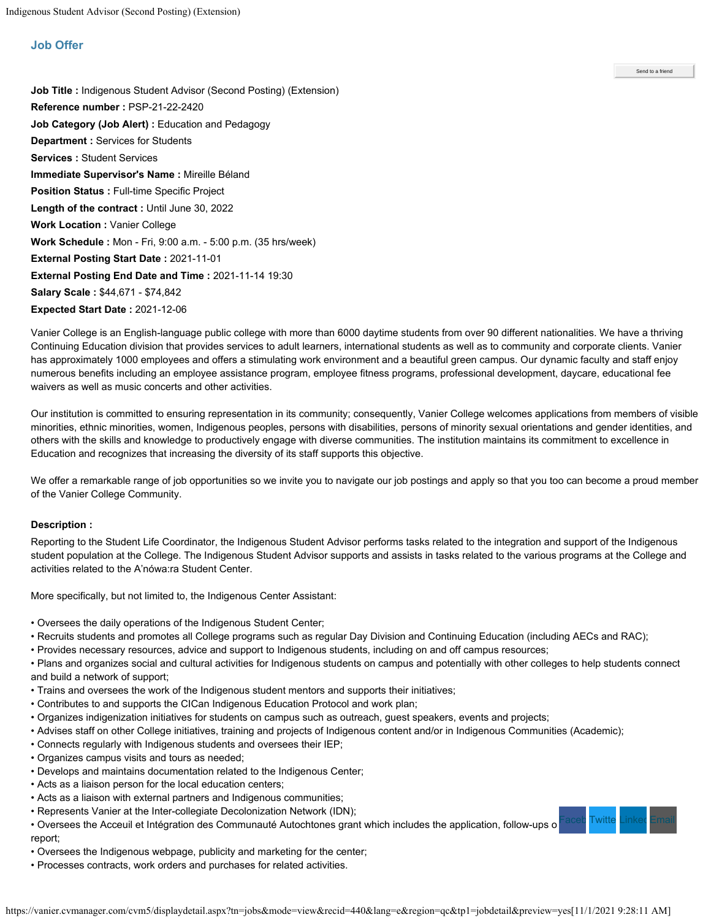## Job Offer

**Job Title :** Indigenous Student Advisor (Second Posting) (Extension)
**Reference number :** PSP-21-22-2420
**Job Category (Job Alert) :** Education and Pedagogy
**Department :** Services for Students
**Services :** Student Services
**Immediate Supervisor's Name :** Mireille Béland
**Position Status :** Full-time Specific Project
**Length of the contract :** Until June 30, 2022
**Work Location :** Vanier College
**Work Schedule :** Mon - Fri, 9:00 a.m. - 5:00 p.m. (35 hrs/week)
**External Posting Start Date :** 2021-11-01
**External Posting End Date and Time :** 2021-11-14 19:30
**Salary Scale :** $44,671 - $74,842
**Expected Start Date :** 2021-12-06

Vanier College is an English-language public college with more than 6000 daytime students from over 90 different nationalities. We have a thriving Continuing Education division that provides services to adult learners, international students as well as to community and corporate clients. Vanier has approximately 1000 employees and offers a stimulating work environment and a beautiful green campus. Our dynamic faculty and staff enjoy numerous benefits including an employee assistance program, employee fitness programs, professional development, daycare, educational fee waivers as well as music concerts and other activities.

Our institution is committed to ensuring representation in its community; consequently, Vanier College welcomes applications from members of visible minorities, ethnic minorities, women, Indigenous peoples, persons with disabilities, persons of minority sexual orientations and gender identities, and others with the skills and knowledge to productively engage with diverse communities. The institution maintains its commitment to excellence in Education and recognizes that increasing the diversity of its staff supports this objective.

We offer a remarkable range of job opportunities so we invite you to navigate our job postings and apply so that you too can become a proud member of the Vanier College Community.

**Description :**

Reporting to the Student Life Coordinator, the Indigenous Student Advisor performs tasks related to the integration and support of the Indigenous student population at the College. The Indigenous Student Advisor supports and assists in tasks related to the various programs at the College and activities related to the A'nówa:ra Student Center.

More specifically, but not limited to, the Indigenous Center Assistant:

- Oversees the daily operations of the Indigenous Student Center;
- Recruits students and promotes all College programs such as regular Day Division and Continuing Education (including AECs and RAC);
- Provides necessary resources, advice and support to Indigenous students, including on and off campus resources;
- Plans and organizes social and cultural activities for Indigenous students on campus and potentially with other colleges to help students connect and build a network of support;
- Trains and oversees the work of the Indigenous student mentors and supports their initiatives;
- Contributes to and supports the CICan Indigenous Education Protocol and work plan;
- Organizes indigenization initiatives for students on campus such as outreach, guest speakers, events and projects;
- Advises staff on other College initiatives, training and projects of Indigenous content and/or in Indigenous Communities (Academic);
- Connects regularly with Indigenous students and oversees their IEP;
- Organizes campus visits and tours as needed;
- Develops and maintains documentation related to the Indigenous Center;
- Acts as a liaison person for the local education centers;
- Acts as a liaison with external partners and Indigenous communities;
- Represents Vanier at the Inter-collegiate Decolonization Network (IDN);
- Oversees the Acceuil et Intégration des Communauté Autochtones grant which includes the application, follow-ups o report;
- Oversees the Indigenous webpage, publicity and marketing for the center;
- Processes contracts, work orders and purchases for related activities.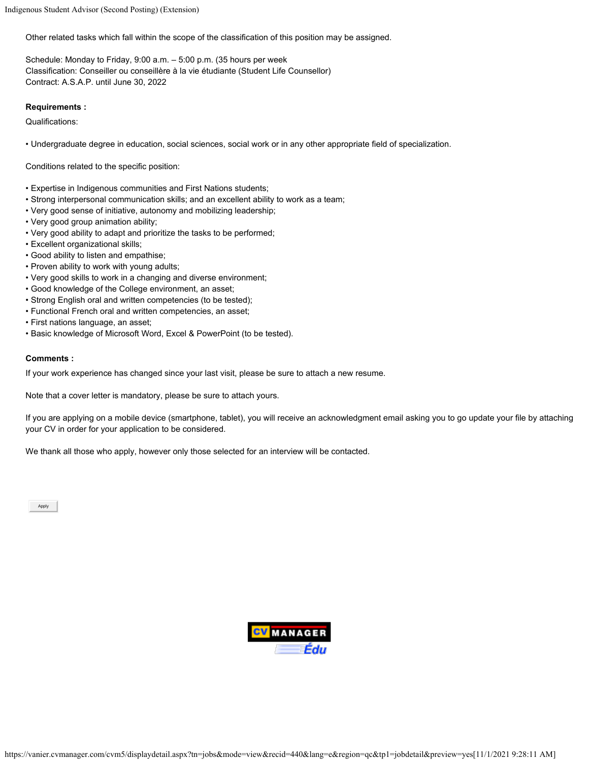Other related tasks which fall within the scope of the classification of this position may be assigned.

Schedule: Monday to Friday, 9:00 a.m. – 5:00 p.m. (35 hours per week
Classification: Conseiller ou conseillère à la vie étudiante (Student Life Counsellor)
Contract: A.S.A.P. until June 30, 2022

**Requirements :**

Qualifications:

• Undergraduate degree in education, social sciences, social work or in any other appropriate field of specialization.

Conditions related to the specific position:

• Expertise in Indigenous communities and First Nations students;
• Strong interpersonal communication skills; and an excellent ability to work as a team;
• Very good sense of initiative, autonomy and mobilizing leadership;
• Very good group animation ability;
• Very good ability to adapt and prioritize the tasks to be performed;
• Excellent organizational skills;
• Good ability to listen and empathise;
• Proven ability to work with young adults;
• Very good skills to work in a changing and diverse environment;
• Good knowledge of the College environment, an asset;
• Strong English oral and written competencies (to be tested);
• Functional French oral and written competencies, an asset;
• First nations language, an asset;
• Basic knowledge of Microsoft Word, Excel & PowerPoint (to be tested).

**Comments :**

If your work experience has changed since your last visit, please be sure to attach a new resume.

Note that a cover letter is mandatory, please be sure to attach yours.

If you are applying on a mobile device (smartphone, tablet), you will receive an acknowledgment email asking you to go update your file by attaching your CV in order for your application to be considered.

We thank all those who apply, however only those selected for an interview will be contacted.

Apply

CV MANAGER Édu